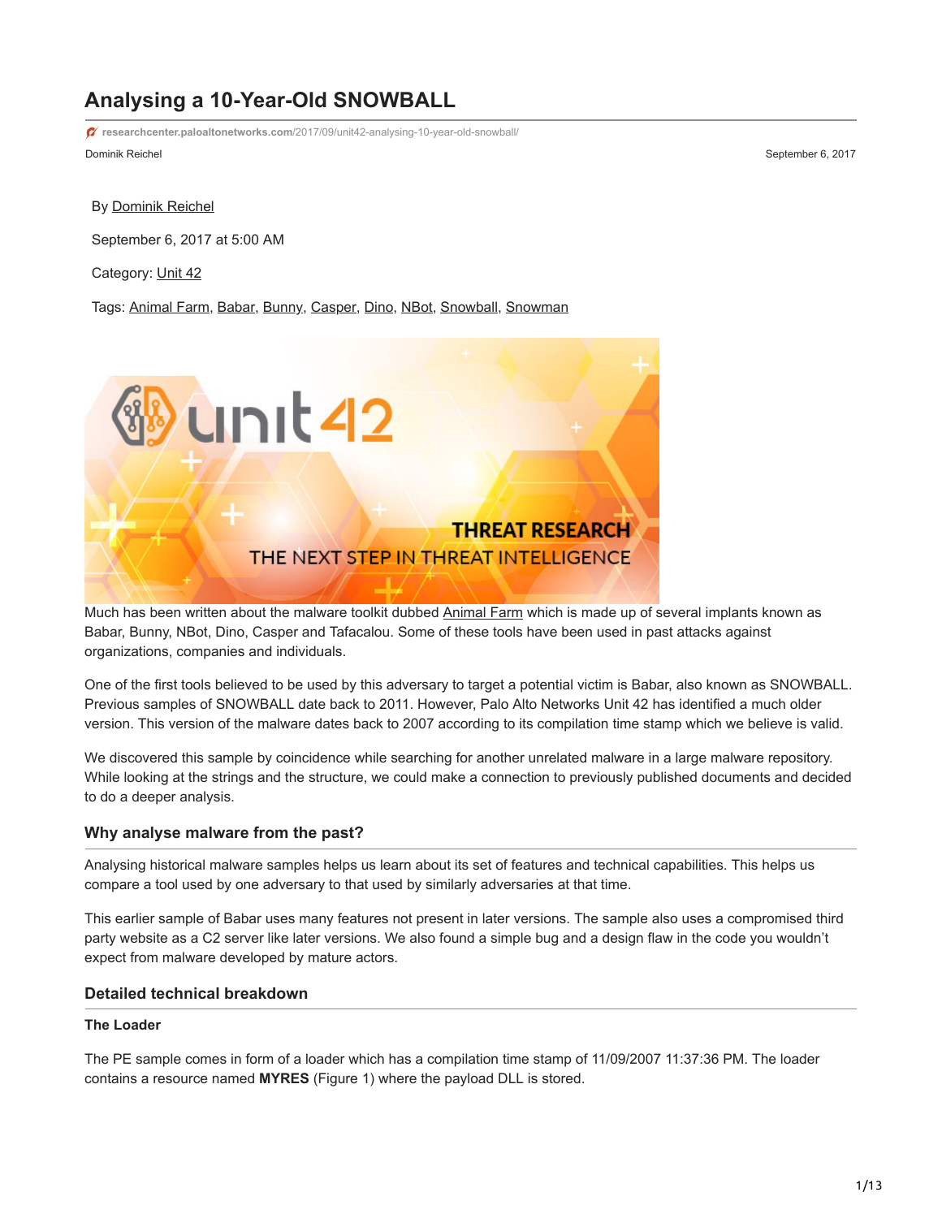# Analysing a 10-Year-Old SNOWBALL

researchcenter.paloaltonetworks.com/2017/09/unit42-analysing-10-year-old-snowball/

Dominik Reichel

September 6, 2017

By Dominik Reichel

September 6, 2017 at 5:00 AM

Category: Unit 42

Tags: Animal Farm, Babar, Bunny, Casper, Dino, NBot, Snowball, Snowman

Much has been written about the malware toolkit dubbed Animal Farm which is made up of several implants known as Babar, Bunny, NBot, Dino, Casper and Tafacalou. Some of these tools have been used in past attacks against organizations, companies and individuals.

One of the first tools believed to be used by this adversary to target a potential victim is Babar, also known as SNOWBALL. Previous samples of SNOWBALL date back to 2011. However, Palo Alto Networks Unit 42 has identified a much older version. This version of the malware dates back to 2007 according to its compilation time stamp which we believe is valid.

We discovered this sample by coincidence while searching for another unrelated malware in a large malware repository. While looking at the strings and the structure, we could make a connection to previously published documents and decided to do a deeper analysis.

## Why analyse malware from the past?

Analysing historical malware samples helps us learn about its set of features and technical capabilities. This helps us compare a tool used by one adversary to that used by similarly adversaries at that time.

This earlier sample of Babar uses many features not present in later versions. The sample also uses a compromised third party website as a C2 server like later versions. We also found a simple bug and a design flaw in the code you wouldn't expect from malware developed by mature actors.

## Detailed technical breakdown

### The Loader

The PE sample comes in form of a loader which has a compilation time stamp of 11/09/2007 11:37:36 PM. The loader contains a resource named **MYRES** (Figure 1) where the payload DLL is stored.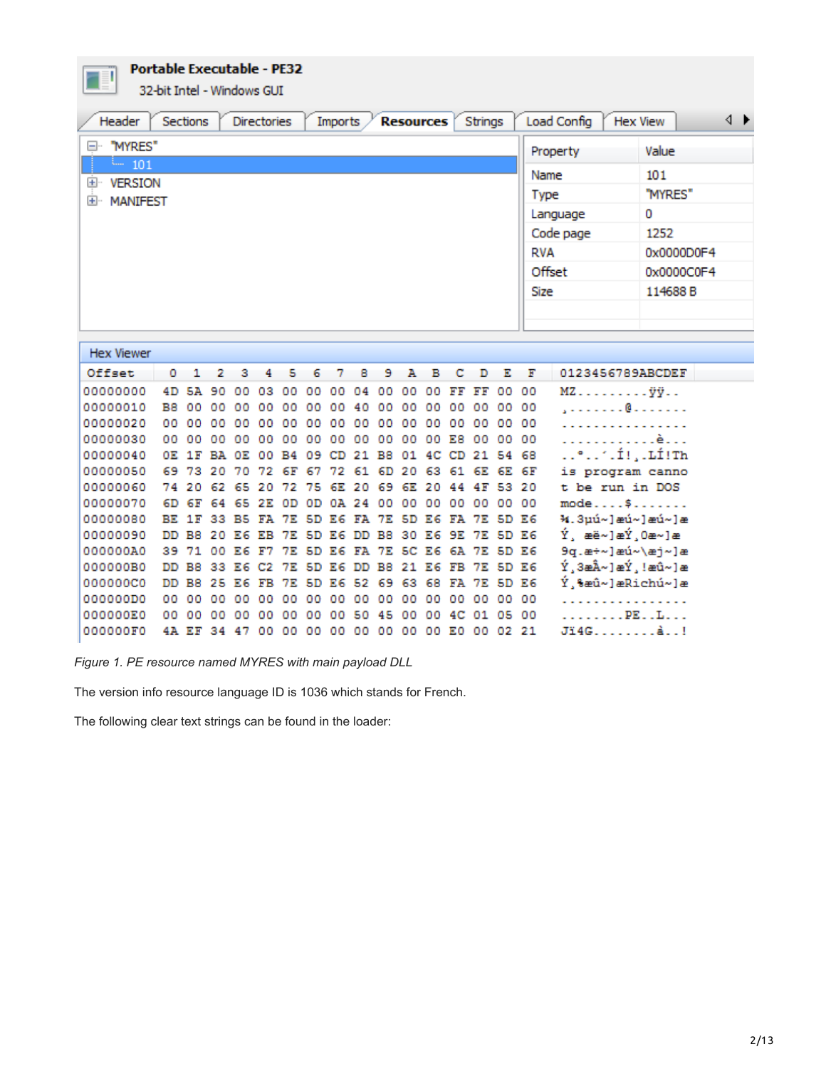**Portable Executable - PE32**

32-bit Intel - Windows GUI

Header | Sections | Directories | Imports | **Resources** | Strings | Load Config | Hex View

- "MYRES"
  - 101
- VERSION
- MANIFEST

| Property | Value |
|---|---|
| Name | 101 |
| Type | "MYRES" |
| Language | 0 |
| Code page | 1252 |
| RVA | 0x0000D0F4 |
| Offset | 0x0000C0F4 |
| Size | 114688 B |

Hex Viewer

```
Offset    0  1  2  3  4  5  6  7  8  9  A  B  C  D  E  F   0123456789ABCDEF
00000000  4D 5A 90 00 03 00 00 00 04 00 00 00 FF FF 00 00  MZ..........ÿÿ..
00000010  B8 00 00 00 00 00 00 00 40 00 00 00 00 00 00 00  ¸.......@.......
00000020  00 00 00 00 00 00 00 00 00 00 00 00 00 00 00 00  ................
00000030  00 00 00 00 00 00 00 00 00 00 00 00 E8 00 00 00  ............è...
00000040  0E 1F BA 0E 00 B4 09 CD 21 B8 01 4C CD 21 54 68  ..º..´.Í!¸.LÍ!Th
00000050  69 73 20 70 72 6F 67 72 61 6D 20 63 61 6E 6E 6F  is program canno
00000060  74 20 62 65 20 72 75 6E 20 69 6E 20 44 4F 53 20  t be run in DOS 
00000070  6D 6F 64 65 2E 0D 0D 0A 24 00 00 00 00 00 00 00  mode....$.......
00000080  BE 1F 33 B5 FA 7E 5D E6 FA 7E 5D E6 FA 7E 5D E6  ¾.3µú~]æú~]æú~]æ
00000090  DD B8 20 E6 EB 7E 5D E6 DD B8 30 E6 9E 7E 5D E6  Ý¸ æë~]æÝ¸0æ.~]æ
000000A0  39 71 00 E6 F7 7E 5D E6 FA 7E 5C E6 6A 7E 5D E6  9q.æ÷~]æú~\æj~]æ
000000B0  DD B8 33 E6 C2 7E 5D E6 DD B8 21 E6 FB 7E 5D E6  Ý¸3æÂ~]æÝ¸!æû~]æ
000000C0  DD B8 25 E6 FB 7E 5D E6 52 69 63 68 FA 7E 5D E6  Ý¸%æû~]æRichú~]æ
000000D0  00 00 00 00 00 00 00 00 00 00 00 00 00 00 00 00  ................
000000E0  00 00 00 00 00 00 00 00 50 45 00 00 4C 01 05 00  ........PE..L...
000000F0  4A EF 34 47 00 00 00 00 00 00 00 00 E0 00 02 21  Jï4G........à..!
```

*Figure 1. PE resource named MYRES with main payload DLL*

The version info resource language ID is 1036 which stands for French.

The following clear text strings can be found in the loader: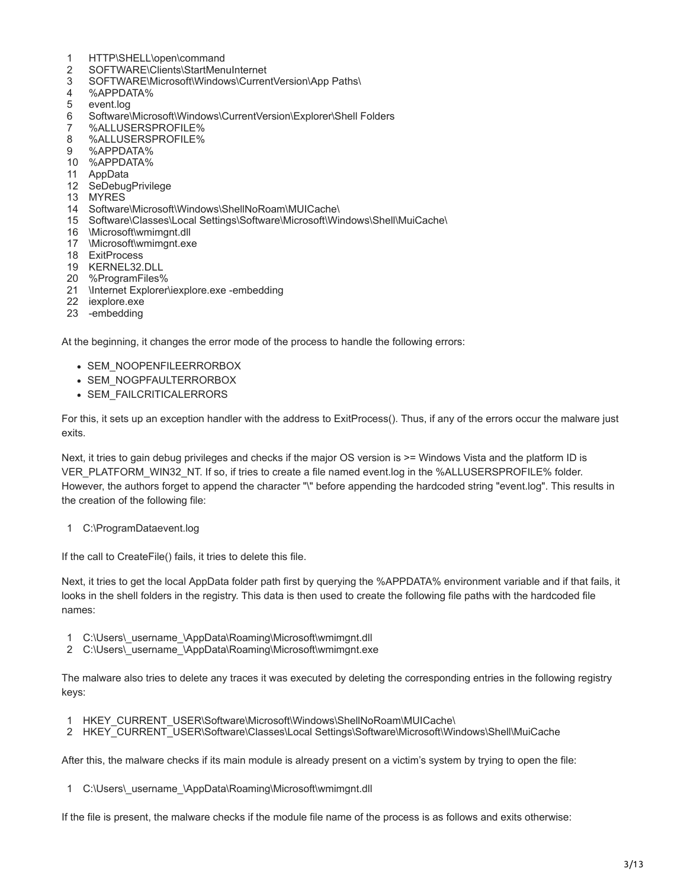```
1   HTTP\SHELL\open\command
2   SOFTWARE\Clients\StartMenuInternet
3   SOFTWARE\Microsoft\Windows\CurrentVersion\App Paths\
4   %APPDATA%
5   event.log
6   Software\Microsoft\Windows\CurrentVersion\Explorer\Shell Folders
7   %ALLUSERSPROFILE%
8   %ALLUSERSPROFILE%
9   %APPDATA%
10  %APPDATA%
11  AppData
12  SeDebugPrivilege
13  MYRES
14  Software\Microsoft\Windows\ShellNoRoam\MUICache\
15  Software\Classes\Local Settings\Software\Microsoft\Windows\Shell\MuiCache\
16  \Microsoft\wmimgnt.dll
17  \Microsoft\wmimgnt.exe
18  ExitProcess
19  KERNEL32.DLL
20  %ProgramFiles%
21  \Internet Explorer\iexplore.exe -embedding
22  iexplore.exe
23  -embedding
```

At the beginning, it changes the error mode of the process to handle the following errors:

- SEM_NOOPENFILEERRORBOX
- SEM_NOGPFAULTERRORBOX
- SEM_FAILCRITICALERRORS

For this, it sets up an exception handler with the address to ExitProcess(). Thus, if any of the errors occur the malware just exits.

Next, it tries to gain debug privileges and checks if the major OS version is >= Windows Vista and the platform ID is VER_PLATFORM_WIN32_NT. If so, if tries to create a file named event.log in the %ALLUSERSPROFILE% folder. However, the authors forget to append the character "\" before appending the hardcoded string "event.log". This results in the creation of the following file:

```
1   C:\ProgramDataevent.log
```

If the call to CreateFile() fails, it tries to delete this file.

Next, it tries to get the local AppData folder path first by querying the %APPDATA% environment variable and if that fails, it looks in the shell folders in the registry. This data is then used to create the following file paths with the hardcoded file names:

```
1   C:\Users\_username_\AppData\Roaming\Microsoft\wmimgnt.dll
2   C:\Users\_username_\AppData\Roaming\Microsoft\wmimgnt.exe
```

The malware also tries to delete any traces it was executed by deleting the corresponding entries in the following registry keys:

```
1   HKEY_CURRENT_USER\Software\Microsoft\Windows\ShellNoRoam\MUICache\
2   HKEY_CURRENT_USER\Software\Classes\Local Settings\Software\Microsoft\Windows\Shell\MuiCache
```

After this, the malware checks if its main module is already present on a victim's system by trying to open the file:

```
1   C:\Users\_username_\AppData\Roaming\Microsoft\wmimgnt.dll
```

If the file is present, the malware checks if the module file name of the process is as follows and exits otherwise: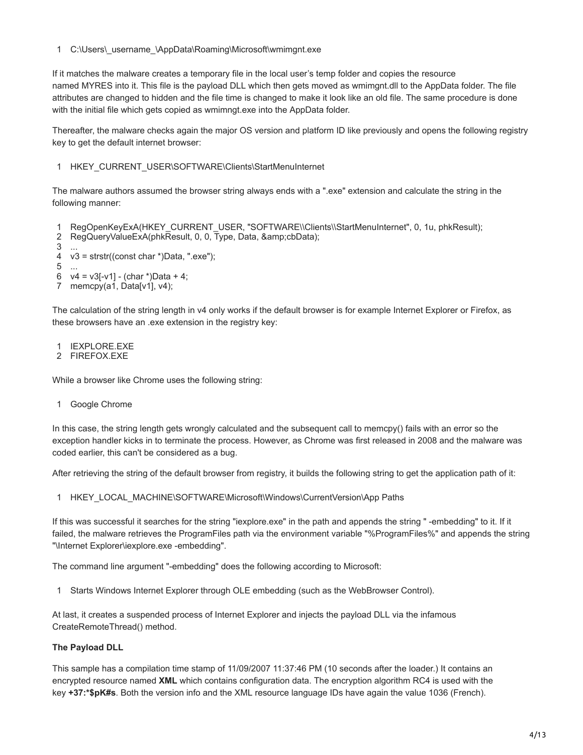```
1  C:\Users\_username_\AppData\Roaming\Microsoft\wmimgnt.exe
```

If it matches the malware creates a temporary file in the local user's temp folder and copies the resource named MYRES into it. This file is the payload DLL which then gets moved as wmimgnt.dll to the AppData folder. The file attributes are changed to hidden and the file time is changed to make it look like an old file. The same procedure is done with the initial file which gets copied as wmimgnt.exe into the AppData folder.

Thereafter, the malware checks again the major OS version and platform ID like previously and opens the following registry key to get the default internet browser:

```
1  HKEY_CURRENT_USER\SOFTWARE\Clients\StartMenuInternet
```

The malware authors assumed the browser string always ends with a ".exe" extension and calculate the string in the following manner:

```
1  RegOpenKeyExA(HKEY_CURRENT_USER, "SOFTWARE\\Clients\\StartMenuInternet", 0, 1u, phkResult);
2  RegQueryValueExA(phkResult, 0, 0, Type, Data, &amp;cbData);
3  ...
4  v3 = strstr((const char *)Data, ".exe");
5  ...
6  v4 = v3[-v1] - (char *)Data + 4;
7  memcpy(a1, Data[v1], v4);
```

The calculation of the string length in v4 only works if the default browser is for example Internet Explorer or Firefox, as these browsers have an .exe extension in the registry key:

```
1  IEXPLORE.EXE
2  FIREFOX.EXE
```

While a browser like Chrome uses the following string:

```
1  Google Chrome
```

In this case, the string length gets wrongly calculated and the subsequent call to memcpy() fails with an error so the exception handler kicks in to terminate the process. However, as Chrome was first released in 2008 and the malware was coded earlier, this can't be considered as a bug.

After retrieving the string of the default browser from registry, it builds the following string to get the application path of it:

```
1  HKEY_LOCAL_MACHINE\SOFTWARE\Microsoft\Windows\CurrentVersion\App Paths
```

If this was successful it searches for the string "iexplore.exe" in the path and appends the string " -embedding" to it. If it failed, the malware retrieves the ProgramFiles path via the environment variable "%ProgramFiles%" and appends the string "\Internet Explorer\iexplore.exe -embedding".

The command line argument "-embedding" does the following according to Microsoft:

```
1  Starts Windows Internet Explorer through OLE embedding (such as the WebBrowser Control).
```

At last, it creates a suspended process of Internet Explorer and injects the payload DLL via the infamous CreateRemoteThread() method.

**The Payload DLL**

This sample has a compilation time stamp of 11/09/2007 11:37:46 PM (10 seconds after the loader.) It contains an encrypted resource named **XML** which contains configuration data. The encryption algorithm RC4 is used with the key **+37:*$pK#s**. Both the version info and the XML resource language IDs have again the value 1036 (French).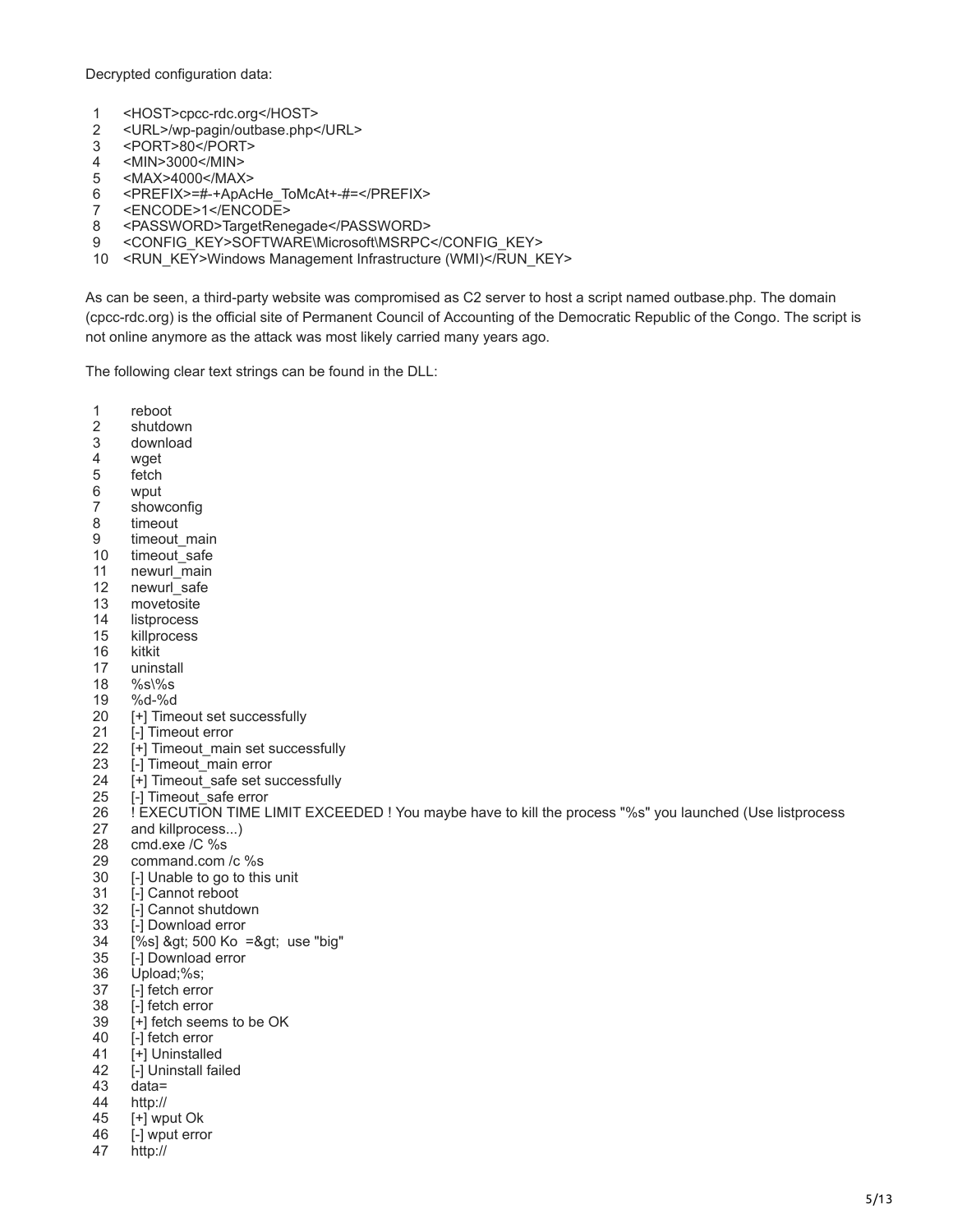Decrypted configuration data:

```
1   <HOST>cpcc-rdc.org</HOST>
2   <URL>/wp-pagin/outbase.php</URL>
3   <PORT>80</PORT>
4   <MIN>3000</MIN>
5   <MAX>4000</MAX>
6   <PREFIX>=#-+ApAcHe_ToMcAt+-#=</PREFIX>
7   <ENCODE>1</ENCODE>
8   <PASSWORD>TargetRenegade</PASSWORD>
9   <CONFIG_KEY>SOFTWARE\Microsoft\MSRPC</CONFIG_KEY>
10  <RUN_KEY>Windows Management Infrastructure (WMI)</RUN_KEY>
```

As can be seen, a third-party website was compromised as C2 server to host a script named outbase.php. The domain (cpcc-rdc.org) is the official site of Permanent Council of Accounting of the Democratic Republic of the Congo. The script is not online anymore as the attack was most likely carried many years ago.

The following clear text strings can be found in the DLL:

```
1   reboot
2   shutdown
3   download
4   wget
5   fetch
6   wput
7   showconfig
8   timeout
9   timeout_main
10  timeout_safe
11  newurl_main
12  newurl_safe
13  movetosite
14  listprocess
15  killprocess
16  kitkit
17  uninstall
18  %s\%s
19  %d-%d
20  [+] Timeout set successfully
21  [-] Timeout error
22  [+] Timeout_main set successfully
23  [-] Timeout_main error
24  [+] Timeout_safe set successfully
25  [-] Timeout_safe error
26  ! EXECUTION TIME LIMIT EXCEEDED ! You maybe have to kill the process "%s" you launched (Use listprocess
27  and killprocess...)
28  cmd.exe /C %s
29  command.com /c %s
30  [-] Unable to go to this unit
31  [-] Cannot reboot
32  [-] Cannot shutdown
33  [-] Download error
34  [%s] &gt; 500 Ko  =&gt;  use "big"
35  [-] Download error
36  Upload;%s;
37  [-] fetch error
38  [-] fetch error
39  [+] fetch seems to be OK
40  [-] fetch error
41  [+] Uninstalled
42  [-] Uninstall failed
43  data=
44  http://
45  [+] wput Ok
46  [-] wput error
47  http://
```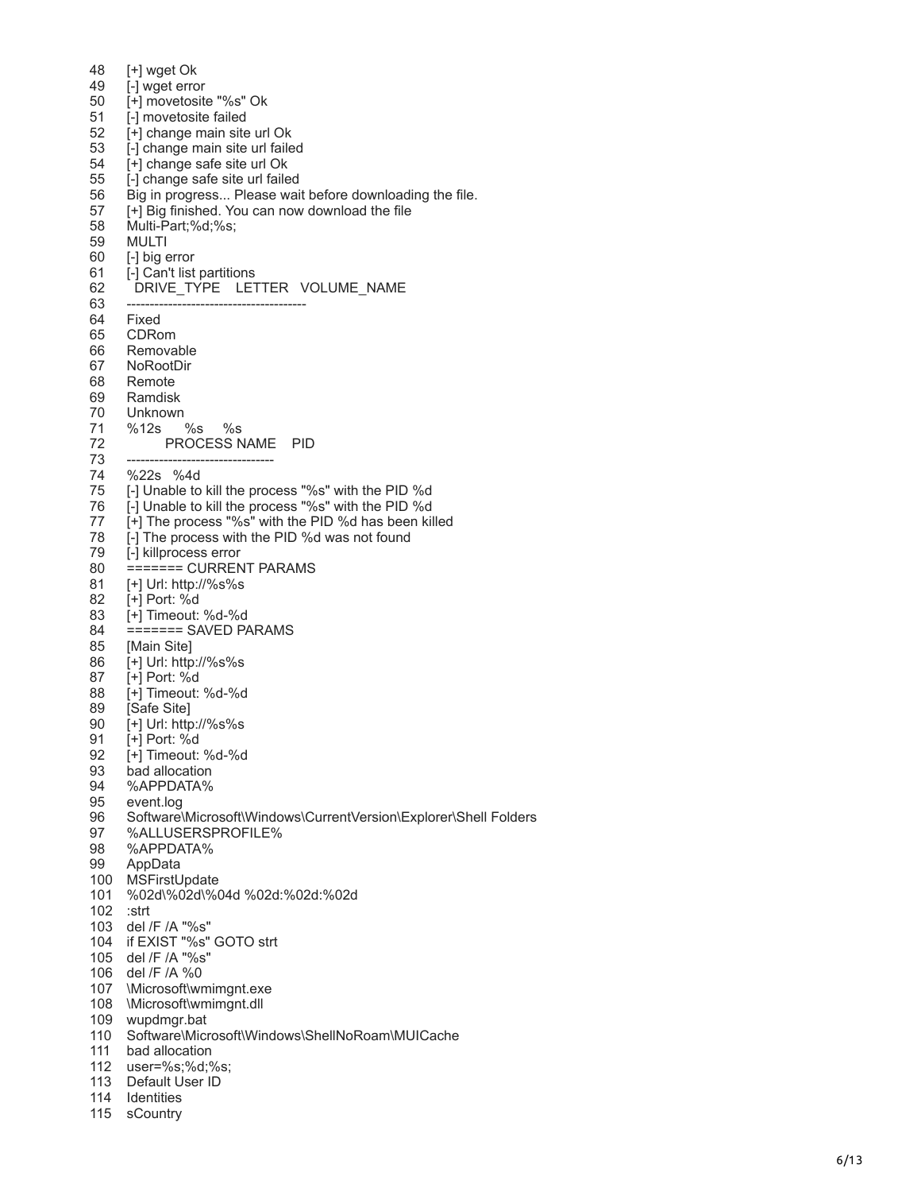```
48   [+] wget Ok
49   [-] wget error
50   [+] movetosite "%s" Ok
51   [-] movetosite failed
52   [+] change main site url Ok
53   [-] change main site url failed
54   [+] change safe site url Ok
55   [-] change safe site url failed
56   Big in progress... Please wait before downloading the file.
57   [+] Big finished. You can now download the file
58   Multi-Part;%d;%s;
59   MULTI
60   [-] big error
61   [-] Can't list partitions
62     DRIVE_TYPE    LETTER   VOLUME_NAME
63   --------------------------------------
64   Fixed
65   CDRom
66   Removable
67   NoRootDir
68   Remote
69   Ramdisk
70   Unknown
71   %12s     %s     %s
72             PROCESS NAME    PID
73   --------------------------------
74   %22s   %4d
75   [-] Unable to kill the process "%s" with the PID %d
76   [-] Unable to kill the process "%s" with the PID %d
77   [+] The process "%s" with the PID %d has been killed
78   [-] The process with the PID %d was not found
79   [-] killprocess error
80   ======= CURRENT PARAMS
81   [+] Url: http://%s%s
82   [+] Port: %d
83   [+] Timeout: %d-%d
84   ======= SAVED PARAMS
85   [Main Site]
86   [+] Url: http://%s%s
87   [+] Port: %d
88   [+] Timeout: %d-%d
89   [Safe Site]
90   [+] Url: http://%s%s
91   [+] Port: %d
92   [+] Timeout: %d-%d
93   bad allocation
94   %APPDATA%
95   event.log
96   Software\Microsoft\Windows\CurrentVersion\Explorer\Shell Folders
97   %ALLUSERSPROFILE%
98   %APPDATA%
99   AppData
100  MSFirstUpdate
101  %02d\%02d\%04d %02d:%02d:%02d
102  :strt
103  del /F /A "%s"
104  if EXIST "%s" GOTO strt
105  del /F /A "%s"
106  del /F /A %0
107  \Microsoft\wmimgnt.exe
108  \Microsoft\wmimgnt.dll
109  wupdmgr.bat
110  Software\Microsoft\Windows\ShellNoRoam\MUICache
111  bad allocation
112  user=%s;%d;%s;
113  Default User ID
114  Identities
115  sCountry
```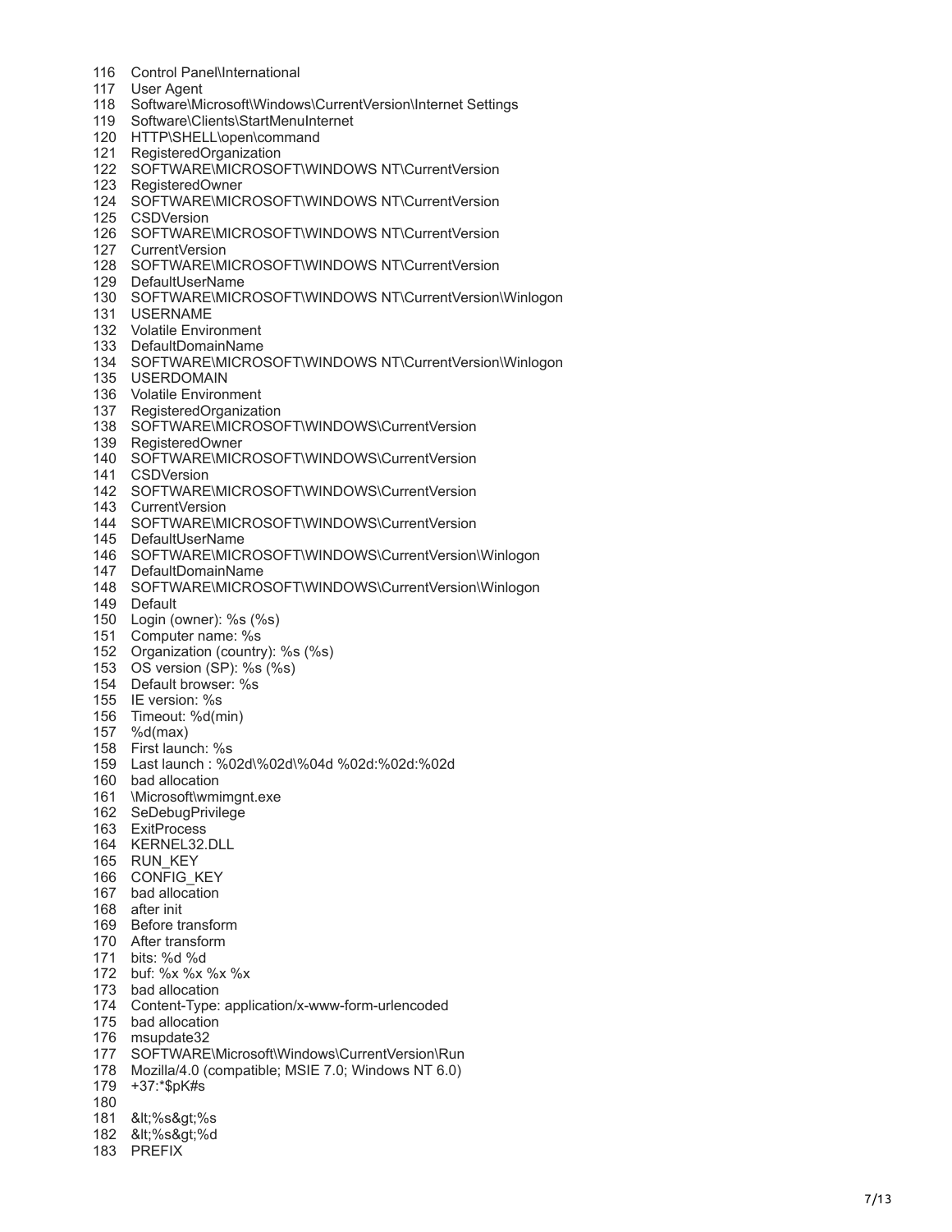```
116  Control Panel\International
117  User Agent
118  Software\Microsoft\Windows\CurrentVersion\Internet Settings
119  Software\Clients\StartMenuInternet
120  HTTP\SHELL\open\command
121  RegisteredOrganization
122  SOFTWARE\MICROSOFT\WINDOWS NT\CurrentVersion
123  RegisteredOwner
124  SOFTWARE\MICROSOFT\WINDOWS NT\CurrentVersion
125  CSDVersion
126  SOFTWARE\MICROSOFT\WINDOWS NT\CurrentVersion
127  CurrentVersion
128  SOFTWARE\MICROSOFT\WINDOWS NT\CurrentVersion
129  DefaultUserName
130  SOFTWARE\MICROSOFT\WINDOWS NT\CurrentVersion\Winlogon
131  USERNAME
132  Volatile Environment
133  DefaultDomainName
134  SOFTWARE\MICROSOFT\WINDOWS NT\CurrentVersion\Winlogon
135  USERDOMAIN
136  Volatile Environment
137  RegisteredOrganization
138  SOFTWARE\MICROSOFT\WINDOWS\CurrentVersion
139  RegisteredOwner
140  SOFTWARE\MICROSOFT\WINDOWS\CurrentVersion
141  CSDVersion
142  SOFTWARE\MICROSOFT\WINDOWS\CurrentVersion
143  CurrentVersion
144  SOFTWARE\MICROSOFT\WINDOWS\CurrentVersion
145  DefaultUserName
146  SOFTWARE\MICROSOFT\WINDOWS\CurrentVersion\Winlogon
147  DefaultDomainName
148  SOFTWARE\MICROSOFT\WINDOWS\CurrentVersion\Winlogon
149  Default
150  Login (owner): %s (%s)
151  Computer name: %s
152  Organization (country): %s (%s)
153  OS version (SP): %s (%s)
154  Default browser: %s
155  IE version: %s
156  Timeout: %d(min)
157  %d(max)
158  First launch: %s
159  Last launch : %02d\%02d\%04d %02d:%02d:%02d
160  bad allocation
161  \Microsoft\wmimgnt.exe
162  SeDebugPrivilege
163  ExitProcess
164  KERNEL32.DLL
165  RUN_KEY
166  CONFIG_KEY
167  bad allocation
168  after init
169  Before transform
170  After transform
171  bits: %d %d
172  buf: %x %x %x %x
173  bad allocation
174  Content-Type: application/x-www-form-urlencoded
175  bad allocation
176  msupdate32
177  SOFTWARE\Microsoft\Windows\CurrentVersion\Run
178  Mozilla/4.0 (compatible; MSIE 7.0; Windows NT 6.0)
179  +37:*$pK#s
180
181  &lt;%s&gt;%s
182  &lt;%s&gt;%d
183  PREFIX
```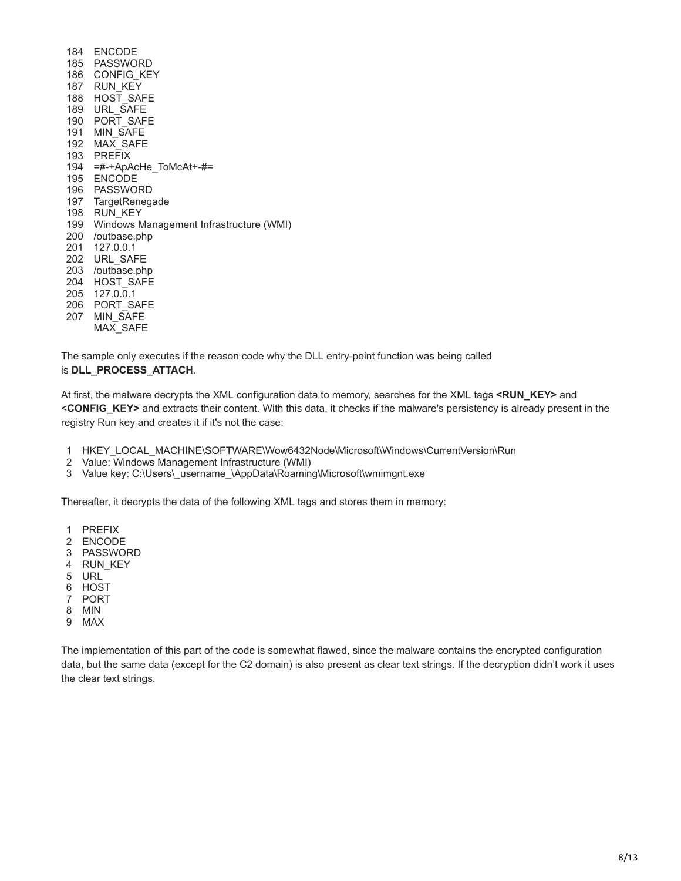```
184  ENCODE
185  PASSWORD
186  CONFIG_KEY
187  RUN_KEY
188  HOST_SAFE
189  URL_SAFE
190  PORT_SAFE
191  MIN_SAFE
192  MAX_SAFE
193  PREFIX
194  =#-+ApAcHe_ToMcAt+-#=
195  ENCODE
196  PASSWORD
197  TargetRenegade
198  RUN_KEY
199  Windows Management Infrastructure (WMI)
200  /outbase.php
201  127.0.0.1
202  URL_SAFE
203  /outbase.php
204  HOST_SAFE
205  127.0.0.1
206  PORT_SAFE
207  MIN_SAFE
     MAX_SAFE
```

The sample only executes if the reason code why the DLL entry-point function was being called is **DLL_PROCESS_ATTACH**.

At first, the malware decrypts the XML configuration data to memory, searches for the XML tags **<RUN_KEY>** and <**CONFIG_KEY>** and extracts their content. With this data, it checks if the malware's persistency is already present in the registry Run key and creates it if it's not the case:

```
1  HKEY_LOCAL_MACHINE\SOFTWARE\Wow6432Node\Microsoft\Windows\CurrentVersion\Run
2  Value: Windows Management Infrastructure (WMI)
3  Value key: C:\Users\_username_\AppData\Roaming\Microsoft\wmimgnt.exe
```

Thereafter, it decrypts the data of the following XML tags and stores them in memory:

```
1  PREFIX
2  ENCODE
3  PASSWORD
4  RUN_KEY
5  URL
6  HOST
7  PORT
8  MIN
9  MAX
```

The implementation of this part of the code is somewhat flawed, since the malware contains the encrypted configuration data, but the same data (except for the C2 domain) is also present as clear text strings. If the decryption didn't work it uses the clear text strings.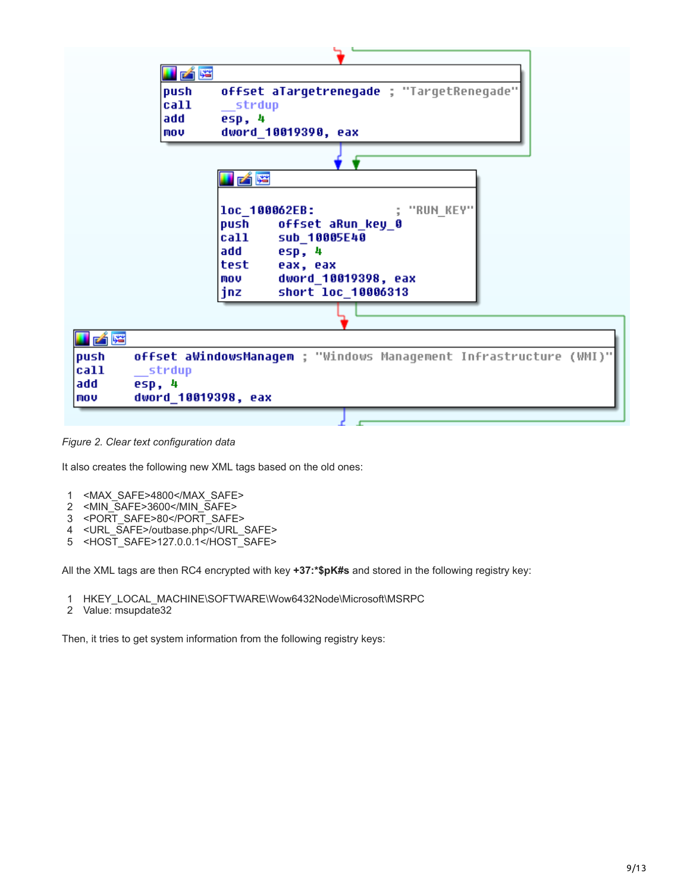```
push    offset aTargetrenegade ; "TargetRenegade"
call    __strdup
add     esp, 4
mov     dword_10019390, eax
```

```
loc_100062EB:                   ; "RUN_KEY"
push    offset aRun_key_0
call    sub_10005E40
add     esp, 4
test    eax, eax
mov     dword_10019398, eax
jnz     short loc_10006313
```

```
push    offset aWindowsManagem ; "Windows Management Infrastructure (WMI)"
call    __strdup
add     esp, 4
mov     dword_10019398, eax
```

*Figure 2. Clear text configuration data*

It also creates the following new XML tags based on the old ones:

```
1  <MAX_SAFE>4800</MAX_SAFE>
2  <MIN_SAFE>3600</MIN_SAFE>
3  <PORT_SAFE>80</PORT_SAFE>
4  <URL_SAFE>/outbase.php</URL_SAFE>
5  <HOST_SAFE>127.0.0.1</HOST_SAFE>
```

All the XML tags are then RC4 encrypted with key **+37:*$pK#s** and stored in the following registry key:

```
1  HKEY_LOCAL_MACHINE\SOFTWARE\Wow6432Node\Microsoft\MSRPC
2  Value: msupdate32
```

Then, it tries to get system information from the following registry keys: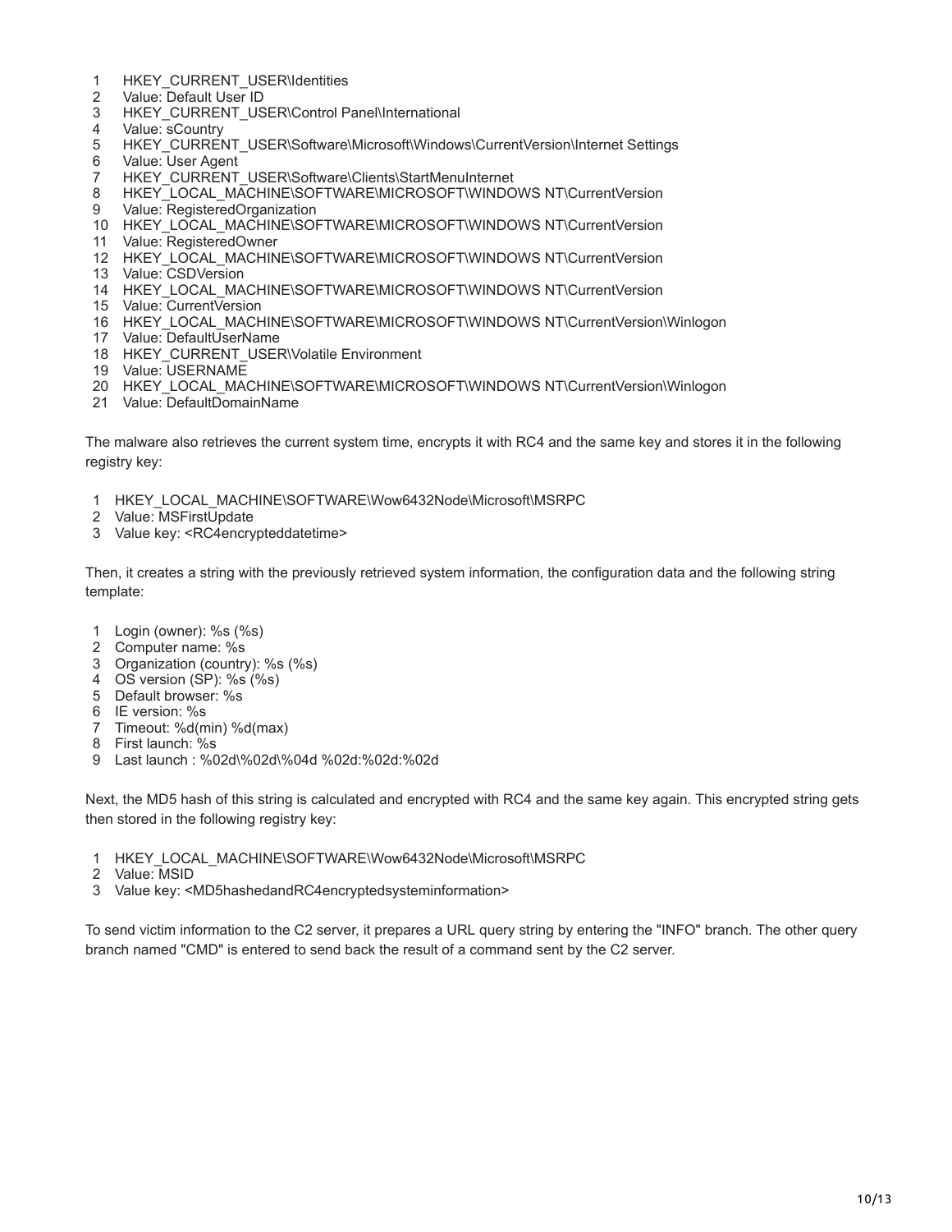```
1   HKEY_CURRENT_USER\Identities
2   Value: Default User ID
3   HKEY_CURRENT_USER\Control Panel\International
4   Value: sCountry
5   HKEY_CURRENT_USER\Software\Microsoft\Windows\CurrentVersion\Internet Settings
6   Value: User Agent
7   HKEY_CURRENT_USER\Software\Clients\StartMenuInternet
8   HKEY_LOCAL_MACHINE\SOFTWARE\MICROSOFT\WINDOWS NT\CurrentVersion
9   Value: RegisteredOrganization
10  HKEY_LOCAL_MACHINE\SOFTWARE\MICROSOFT\WINDOWS NT\CurrentVersion
11  Value: RegisteredOwner
12  HKEY_LOCAL_MACHINE\SOFTWARE\MICROSOFT\WINDOWS NT\CurrentVersion
13  Value: CSDVersion
14  HKEY_LOCAL_MACHINE\SOFTWARE\MICROSOFT\WINDOWS NT\CurrentVersion
15  Value: CurrentVersion
16  HKEY_LOCAL_MACHINE\SOFTWARE\MICROSOFT\WINDOWS NT\CurrentVersion\Winlogon
17  Value: DefaultUserName
18  HKEY_CURRENT_USER\Volatile Environment
19  Value: USERNAME
20  HKEY_LOCAL_MACHINE\SOFTWARE\MICROSOFT\WINDOWS NT\CurrentVersion\Winlogon
21  Value: DefaultDomainName
```

The malware also retrieves the current system time, encrypts it with RC4 and the same key and stores it in the following registry key:

```
1  HKEY_LOCAL_MACHINE\SOFTWARE\Wow6432Node\Microsoft\MSRPC
2  Value: MSFirstUpdate
3  Value key: <RC4encrypteddatetime>
```

Then, it creates a string with the previously retrieved system information, the configuration data and the following string template:

```
1  Login (owner): %s (%s)
2  Computer name: %s
3  Organization (country): %s (%s)
4  OS version (SP): %s (%s)
5  Default browser: %s
6  IE version: %s
7  Timeout: %d(min) %d(max)
8  First launch: %s
9  Last launch : %02d\%02d\%04d %02d:%02d:%02d
```

Next, the MD5 hash of this string is calculated and encrypted with RC4 and the same key again. This encrypted string gets then stored in the following registry key:

```
1  HKEY_LOCAL_MACHINE\SOFTWARE\Wow6432Node\Microsoft\MSRPC
2  Value: MSID
3  Value key: <MD5hashedandRC4encryptedsysteminformation>
```

To send victim information to the C2 server, it prepares a URL query string by entering the "INFO" branch. The other query branch named "CMD" is entered to send back the result of a command sent by the C2 server.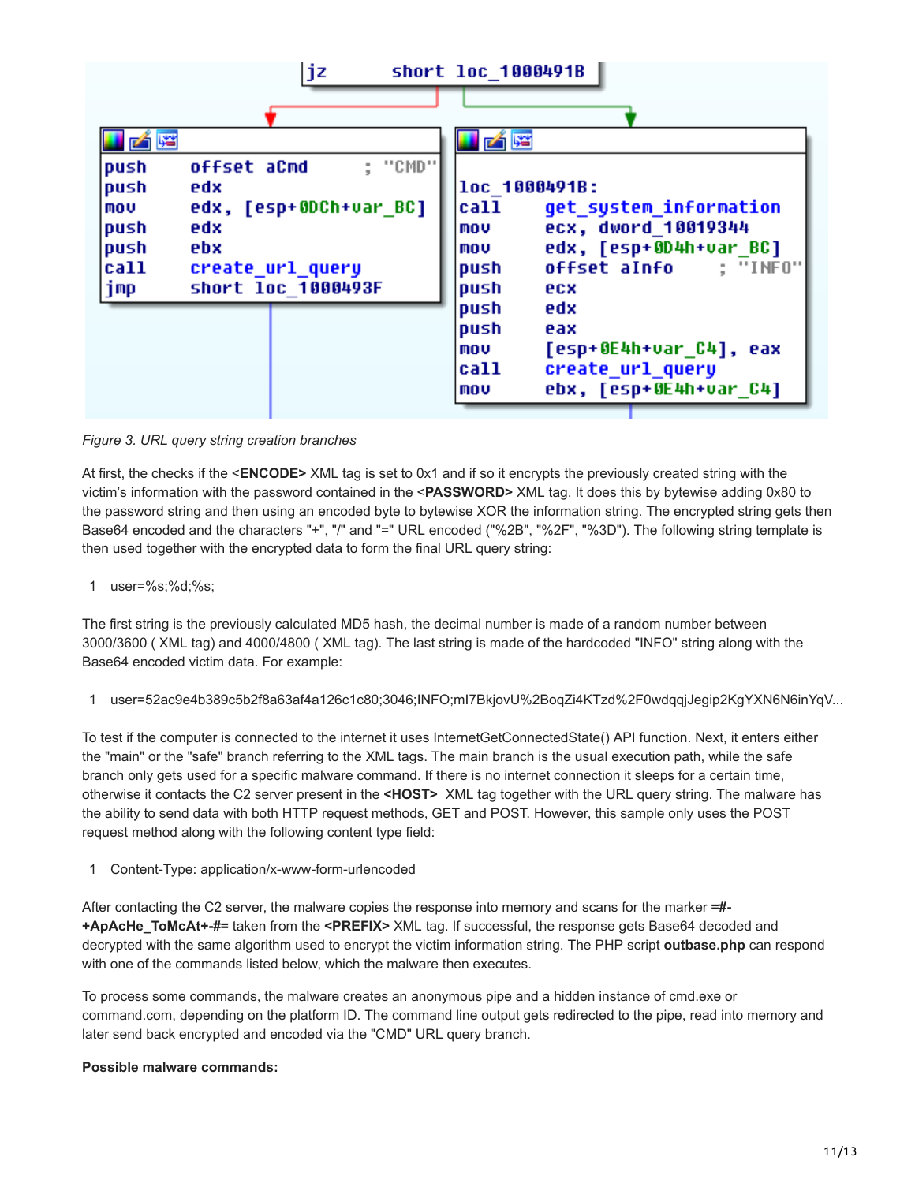```
jz      short loc_1000491B
```

```
push    offset aCmd         ; "CMD"
push    edx
mov     edx, [esp+0DCh+var_BC]
push    edx
push    ebx
call    create_url_query
jmp     short loc_1000493F
```

```
loc_1000491B:
call    get_system_information
mov     ecx, dword_10019344
mov     edx, [esp+0D4h+var_BC]
push    offset aInfo        ; "INFO"
push    ecx
push    edx
push    eax
mov     [esp+0E4h+var_C4], eax
call    create_url_query
mov     ebx, [esp+0E4h+var_C4]
```

*Figure 3. URL query string creation branches*

At first, the checks if the <**ENCODE>** XML tag is set to 0x1 and if so it encrypts the previously created string with the victim's information with the password contained in the **<PASSWORD>** XML tag. It does this by bytewise adding 0x80 to the password string and then using an encoded byte to bytewise XOR the information string. The encrypted string gets then Base64 encoded and the characters "+", "/" and "=" URL encoded ("%2B", "%2F", "%3D"). The following string template is then used together with the encrypted data to form the final URL query string:

```
1   user=%s;%d;%s;
```

The first string is the previously calculated MD5 hash, the decimal number is made of a random number between 3000/3600 ( XML tag) and 4000/4800 ( XML tag). The last string is made of the hardcoded "INFO" string along with the Base64 encoded victim data. For example:

```
1   user=52ac9e4b389c5b2f8a63af4a126c1c80;3046;INFO;mI7BkjovU%2BoqZi4KTzd%2F0wdqqjJegip2KgYXN6N6inYqV...
```

To test if the computer is connected to the internet it uses InternetGetConnectedState() API function. Next, it enters either the "main" or the "safe" branch referring to the XML tags. The main branch is the usual execution path, while the safe branch only gets used for a specific malware command. If there is no internet connection it sleeps for a certain time, otherwise it contacts the C2 server present in the **<HOST>** XML tag together with the URL query string. The malware has the ability to send data with both HTTP request methods, GET and POST. However, this sample only uses the POST request method along with the following content type field:

```
1   Content-Type: application/x-www-form-urlencoded
```

After contacting the C2 server, the malware copies the response into memory and scans for the marker **=#-+ApAcHe_ToMcAt+-#=** taken from the **<PREFIX>** XML tag. If successful, the response gets Base64 decoded and decrypted with the same algorithm used to encrypt the victim information string. The PHP script **outbase.php** can respond with one of the commands listed below, which the malware then executes.

To process some commands, the malware creates an anonymous pipe and a hidden instance of cmd.exe or command.com, depending on the platform ID. The command line output gets redirected to the pipe, read into memory and later send back encrypted and encoded via the "CMD" URL query branch.

**Possible malware commands:**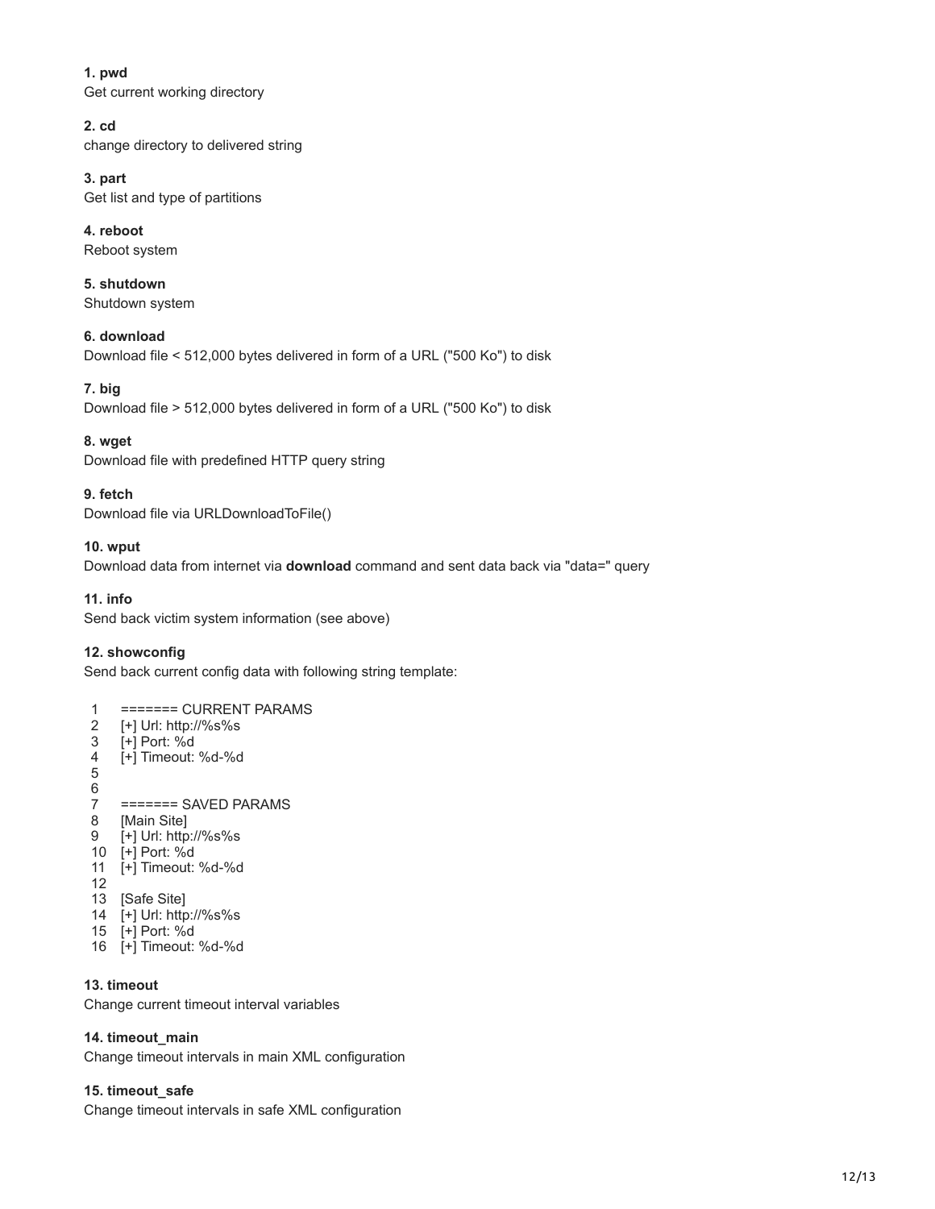**1. pwd**
Get current working directory

**2. cd**
change directory to delivered string

**3. part**
Get list and type of partitions

**4. reboot**
Reboot system

**5. shutdown**
Shutdown system

**6. download**
Download file < 512,000 bytes delivered in form of a URL ("500 Ko") to disk

**7. big**
Download file > 512,000 bytes delivered in form of a URL ("500 Ko") to disk

**8. wget**
Download file with predefined HTTP query string

**9. fetch**
Download file via URLDownloadToFile()

**10. wput**
Download data from internet via **download** command and sent data back via "data=" query

**11. info**
Send back victim system information (see above)

**12. showconfig**
Send back current config data with following string template:

```
1   ======= CURRENT PARAMS
2   [+] Url: http://%s%s
3   [+] Port: %d
4   [+] Timeout: %d-%d
5
6
7   ======= SAVED PARAMS
8   [Main Site]
9   [+] Url: http://%s%s
10  [+] Port: %d
11  [+] Timeout: %d-%d
12
13  [Safe Site]
14  [+] Url: http://%s%s
15  [+] Port: %d
16  [+] Timeout: %d-%d
```

**13. timeout**
Change current timeout interval variables

**14. timeout_main**
Change timeout intervals in main XML configuration

**15. timeout_safe**
Change timeout intervals in safe XML configuration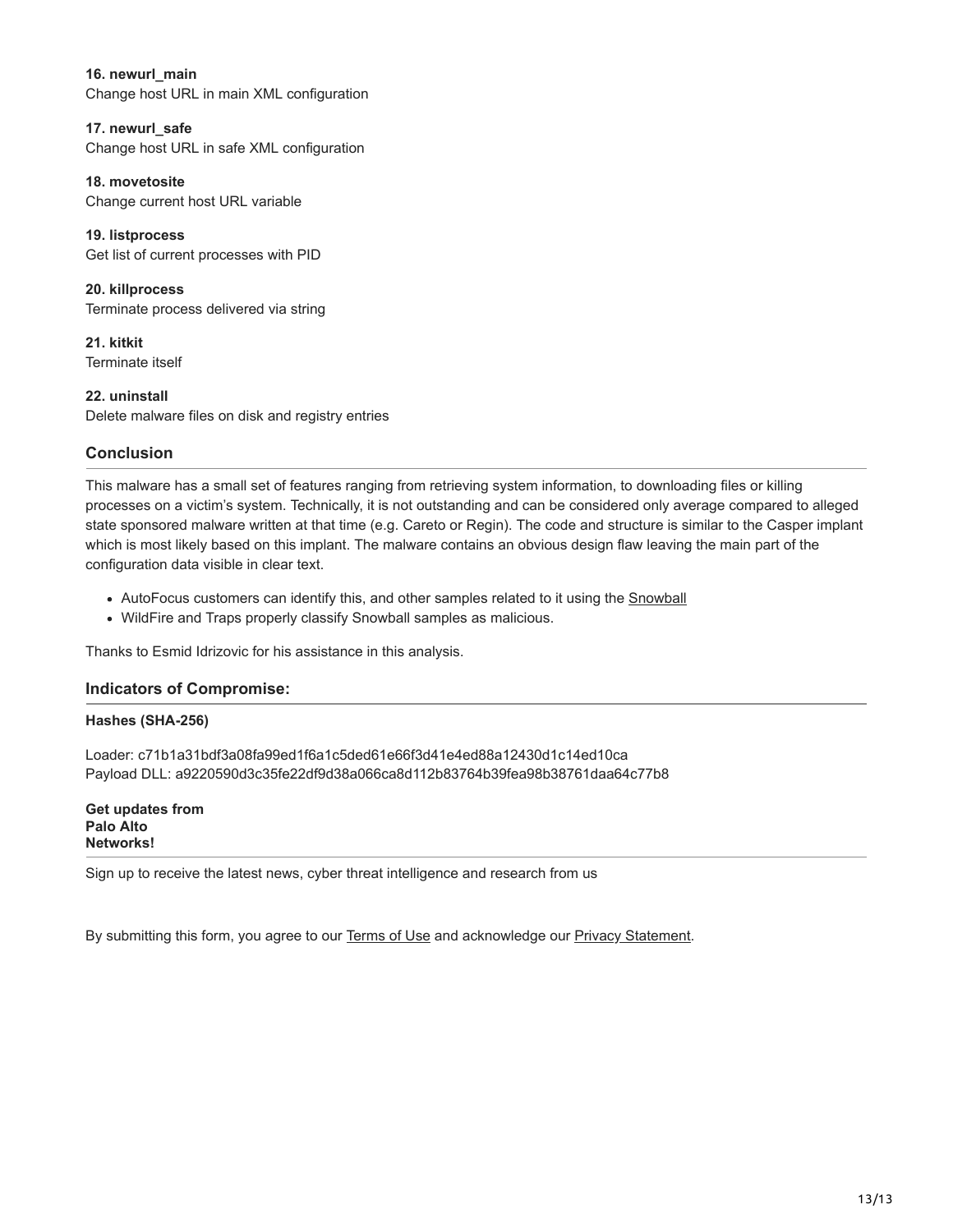**16. newurl_main**
Change host URL in main XML configuration

**17. newurl_safe**
Change host URL in safe XML configuration

**18. movetosite**
Change current host URL variable

**19. listprocess**
Get list of current processes with PID

**20. killprocess**
Terminate process delivered via string

**21. kitkit**
Terminate itself

**22. uninstall**
Delete malware files on disk and registry entries

## Conclusion

This malware has a small set of features ranging from retrieving system information, to downloading files or killing processes on a victim's system. Technically, it is not outstanding and can be considered only average compared to alleged state sponsored malware written at that time (e.g. Careto or Regin). The code and structure is similar to the Casper implant which is most likely based on this implant. The malware contains an obvious design flaw leaving the main part of the configuration data visible in clear text.

- AutoFocus customers can identify this, and other samples related to it using the Snowball
- WildFire and Traps properly classify Snowball samples as malicious.

Thanks to Esmid Idrizovic for his assistance in this analysis.

## Indicators of Compromise:

**Hashes (SHA-256)**

Loader: c71b1a31bdf3a08fa99ed1f6a1c5ded61e66f3d41e4ed88a12430d1c14ed10ca
Payload DLL: a9220590d3c35fe22df9d38a066ca8d112b83764b39fea98b38761daa64c77b8

**Get updates from Palo Alto Networks!**

Sign up to receive the latest news, cyber threat intelligence and research from us

By submitting this form, you agree to our Terms of Use and acknowledge our Privacy Statement.